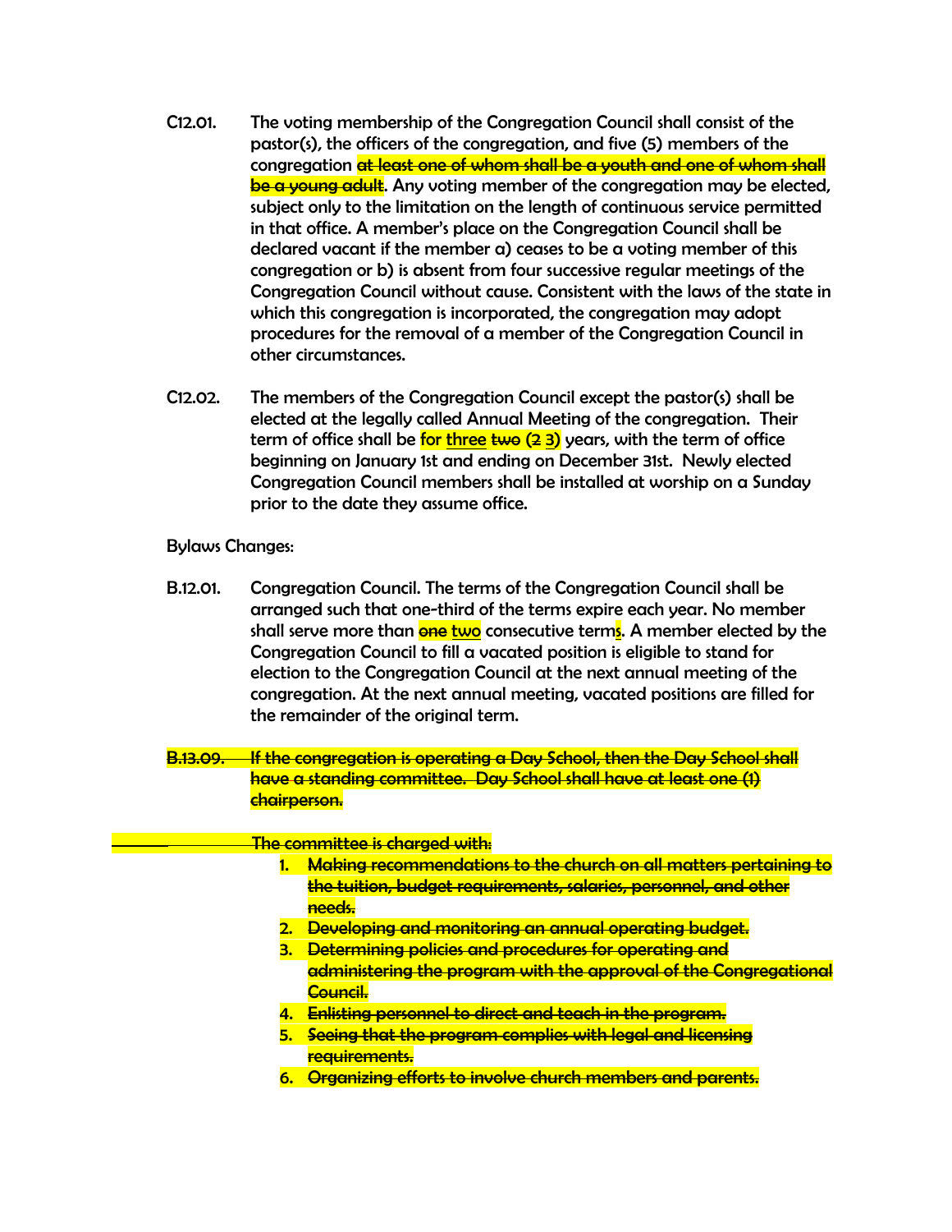C12.01. The voting membership of the Congregation Council shall consist of the pastor(s), the officers of the congregation, and five (5) members of the congregation ~~at least one of whom shall be a youth and one of whom shall be a young adult~~. Any voting member of the congregation may be elected, subject only to the limitation on the length of continuous service permitted in that office. A member's place on the Congregation Council shall be declared vacant if the member a) ceases to be a voting member of this congregation or b) is absent from four successive regular meetings of the Congregation Council without cause. Consistent with the laws of the state in which this congregation is incorporated, the congregation may adopt procedures for the removal of a member of the Congregation Council in other circumstances.

C12.02. The members of the Congregation Council except the pastor(s) shall be elected at the legally called Annual Meeting of the congregation. Their term of office shall be for three ~~two~~ (~~2~~ 3) years, with the term of office beginning on January 1st and ending on December 31st. Newly elected Congregation Council members shall be installed at worship on a Sunday prior to the date they assume office.

Bylaws Changes:

B.12.01. Congregation Council. The terms of the Congregation Council shall be arranged such that one-third of the terms expire each year. No member shall serve more than ~~one~~ two consecutive terms. A member elected by the Congregation Council to fill a vacated position is eligible to stand for election to the Congregation Council at the next annual meeting of the congregation. At the next annual meeting, vacated positions are filled for the remainder of the original term.

~~B.13.09. If the congregation is operating a Day School, then the Day School shall have a standing committee. Day School shall have at least one (1) chairperson.~~

~~The committee is charged with:~~

1. ~~Making recommendations to the church on all matters pertaining to the tuition, budget requirements, salaries, personnel, and other needs.~~
2. ~~Developing and monitoring an annual operating budget.~~
3. ~~Determining policies and procedures for operating and administering the program with the approval of the Congregational Council.~~
4. ~~Enlisting personnel to direct and teach in the program.~~
5. ~~Seeing that the program complies with legal and licensing requirements.~~
6. ~~Organizing efforts to involve church members and parents.~~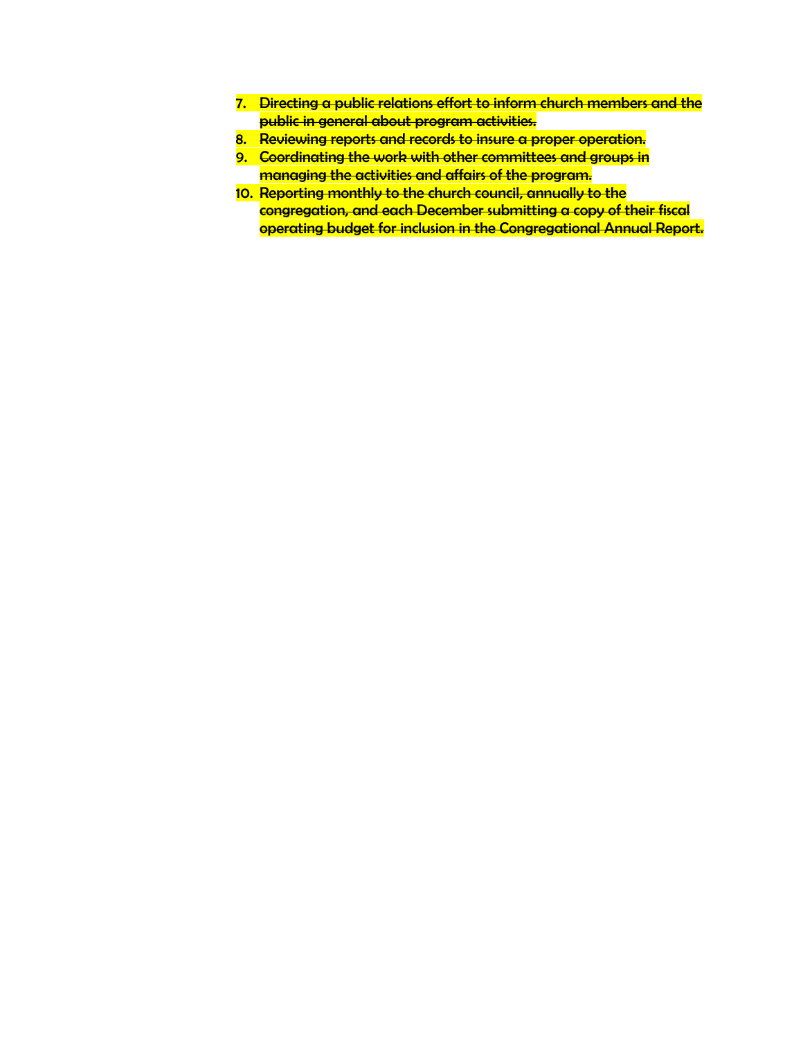7. ~~Directing a public relations effort to inform church members and the public in general about program activities.~~
8. ~~Reviewing reports and records to insure a proper operation.~~
9. ~~Coordinating the work with other committees and groups in managing the activities and affairs of the program.~~
10. ~~Reporting monthly to the church council, annually to the congregation, and each December submitting a copy of their fiscal operating budget for inclusion in the Congregational Annual Report.~~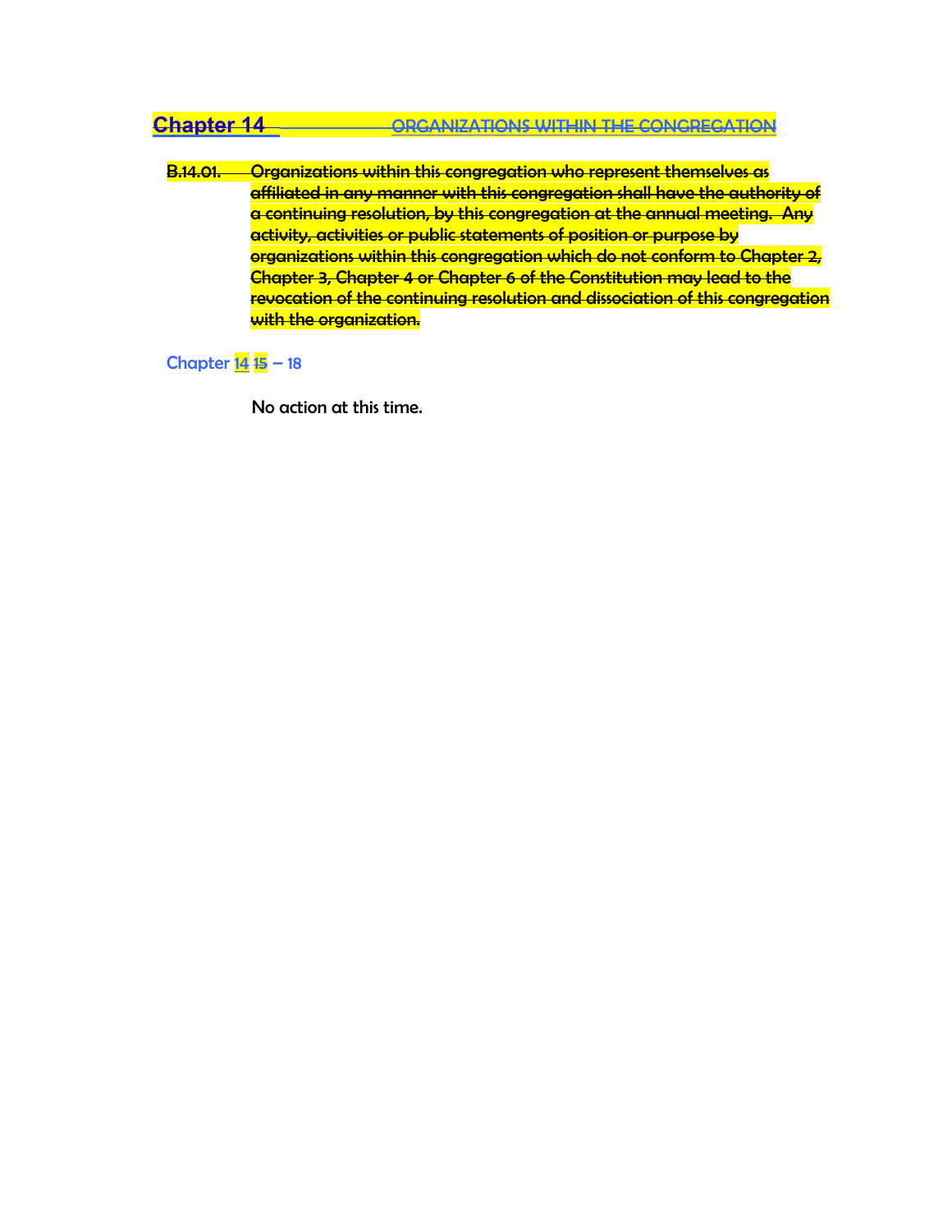## Chapter 14 ~~ORGANIZATIONS WITHIN THE CONGREGATION~~

~~B.14.01. Organizations within this congregation who represent themselves as affiliated in any manner with this congregation shall have the authority of a continuing resolution, by this congregation at the annual meeting. Any activity, activities or public statements of position or purpose by organizations within this congregation which do not conform to Chapter 2, Chapter 3, Chapter 4 or Chapter 6 of the Constitution may lead to the revocation of the continuing resolution and dissociation of this congregation with the organization.~~

Chapter 14 ~~15~~ – 18

No action at this time.